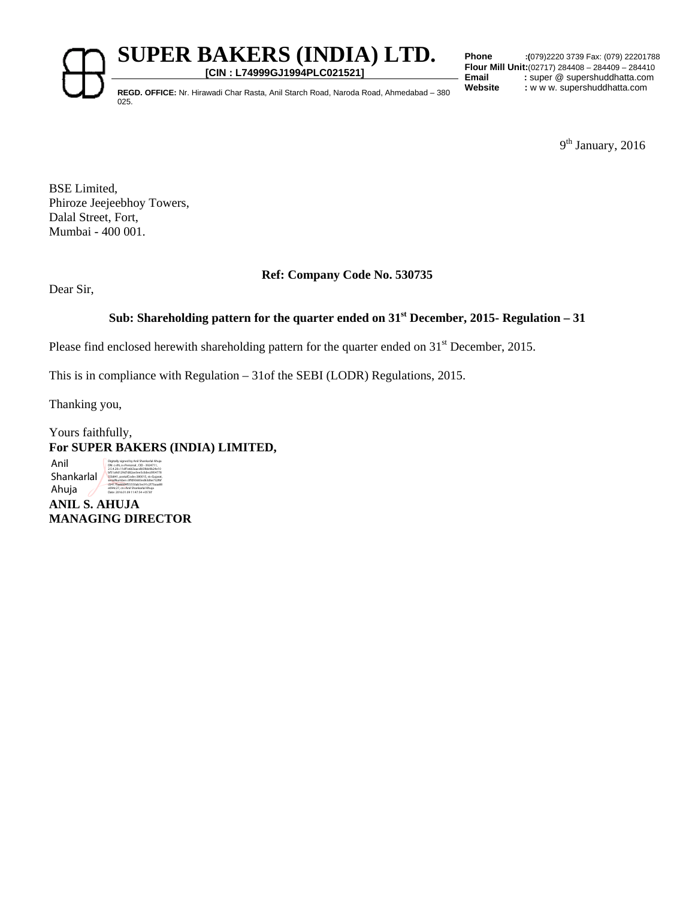# SUPER BAKERS (INDIA) LTD.

**[CIN : L74999GJ1994PLC021521]**

**REGD. OFFICE:** Nr. Hirawadi Char Rasta, Anil Starch Road, Naroda Road, Ahmedabad – 380 025.

**Phone** :(079)2220 3739 Fax: (079) 22201788
**Flour Mill Unit:**(02717) 284408 – 284409 – 284410
**Email** : super @ supershuddhatta.com
**Website** : w w w. supershuddhatta.com

9th January, 2016

BSE Limited,
Phiroze Jeejeebhoy Towers,
Dalal Street, Fort,
Mumbai - 400 001.

**Ref: Company Code No. 530735**

Dear Sir,

**Sub: Shareholding pattern for the quarter ended on 31st December, 2015- Regulation – 31**

Please find enclosed herewith shareholding pattern for the quarter ended on 31st December, 2015.

This is in compliance with Regulation – 31of the SEBI (LODR) Regulations, 2015.

Thanking you,

Yours faithfully,
**For SUPER BAKERS (INDIA) LIMITED,**

Anil Shankarlal Ahuja

**ANIL S. AHUJA**
**MANAGING DIRECTOR**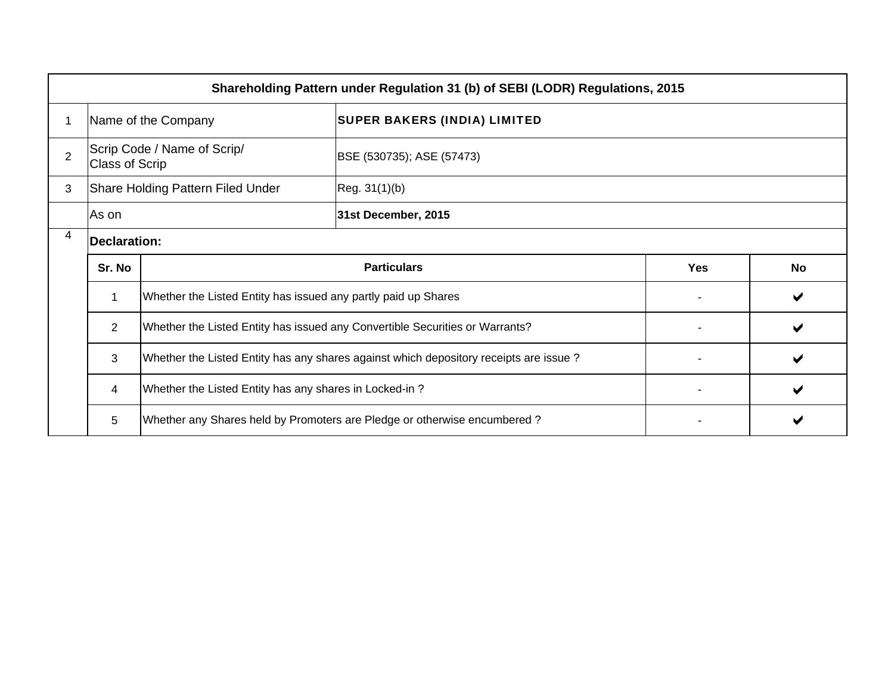| Shareholding Pattern under Regulation 31 (b) of SEBI (LODR) Regulations, 2015 | | | | |
|---|---|---|---|---|
| 1 | Name of the Company | **SUPER BAKERS (INDIA) LIMITED** | | |
| 2 | Scrip Code / Name of Scrip/ Class of Scrip | BSE (530735); ASE (57473) | | |
| 3 | Share Holding Pattern Filed Under | Reg. 31(1)(b) | | |
| | As on | **31st December, 2015** | | |
| 4 | **Declaration:** | | | |

| Sr. No | Particulars | Yes | No |
|---|---|---|---|
| 1 | Whether the Listed Entity has issued any partly paid up Shares | - | ✔ |
| 2 | Whether the Listed Entity has issued any Convertible Securities or Warrants? | - | ✔ |
| 3 | Whether the Listed Entity has any shares against which depository receipts are issue ? | - | ✔ |
| 4 | Whether the Listed Entity has any shares in Locked-in ? | - | ✔ |
| 5 | Whether any Shares held by Promoters are Pledge or otherwise encumbered ? | - | ✔ |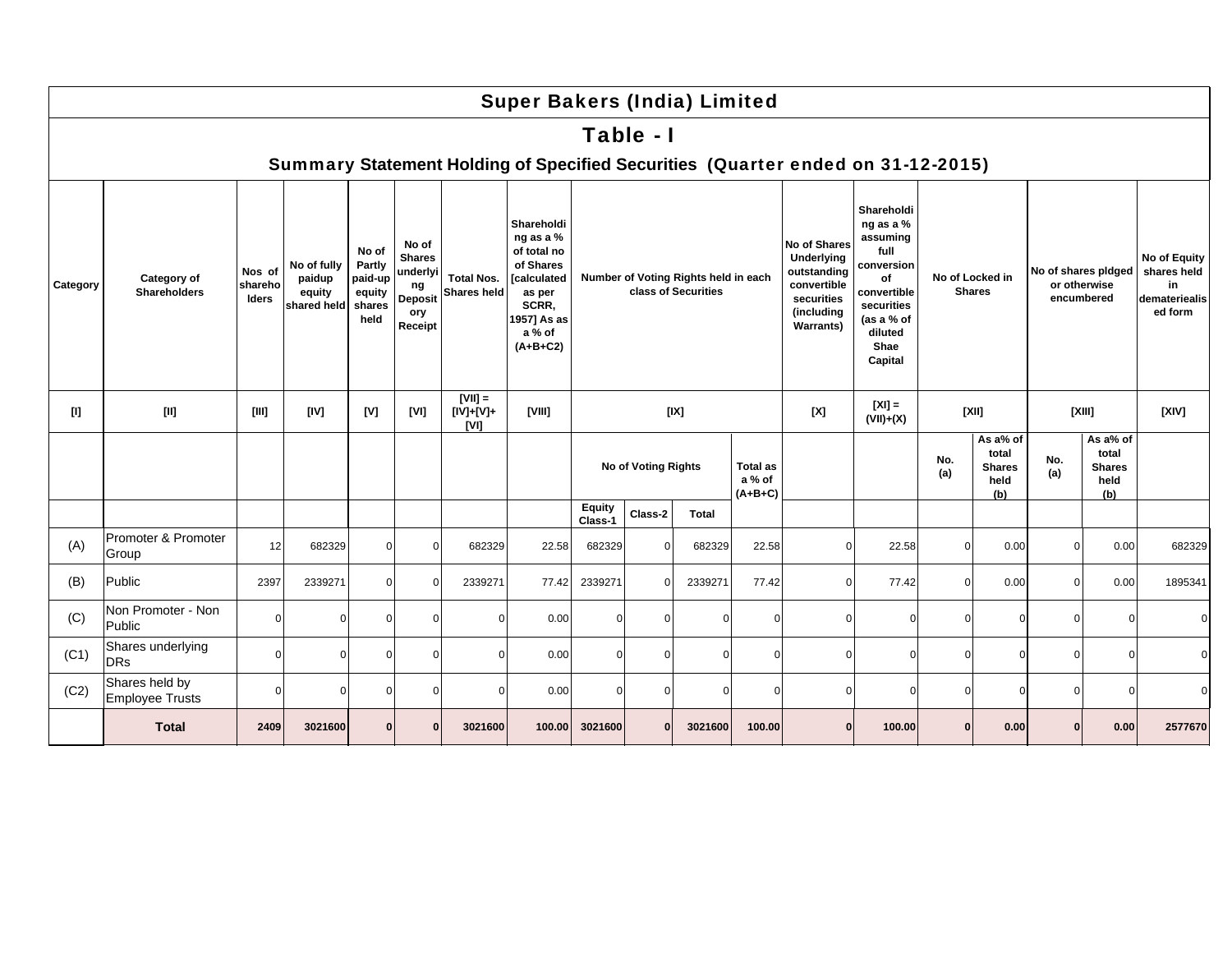# Super Bakers (India) Limited

## Table - I

### Summary Statement Holding of Specified Securities (Quarter ended on 31-12-2015)

| Category | Category of Shareholders | Nos of shareholders | No of fully paidup equity shared held | No of Partly paid-up equity shares held | No of Shares underlying Depository Receipt | Total Nos. Shares held | Shareholding as a % of total no of Shares [calculated as per SCRR, 1957] As as a % of (A+B+C2) | Number of Voting Rights held in each class of Securities | | | | No of Shares Underlying outstanding convertible securities (including Warrants) | Shareholding as a % assuming full conversion of convertible securities (as a % of diluted Shae Capital | No of Locked in Shares | | No of shares pldged or otherwise encumbered | | No of Equity shares held in demateriealised form |
|---|---|---|---|---|---|---|---|---|---|---|---|---|---|---|---|---|---|---|
| [I] | [II] | [III] | [IV] | [V] | [VI] | [VII] = [IV]+[V]+ [VI] | [VIII] | [IX] | | | | [X] | [XI] = (VII)+(X) | [XII] | | [XIII] | | [XIV] |
| | | | | | | | | No of Voting Rights | | | Total as a % of (A+B+C) | | | No. (a) | As a% of total Shares held (b) | No. (a) | As a% of total Shares held (b) | |
| | | | | | | | | Equity Class-1 | Class-2 | Total | | | | | | | | |
| (A) | Promoter & Promoter Group | 12 | 682329 | 0 | 0 | 682329 | 22.58 | 682329 | 0 | 682329 | 22.58 | 0 | 22.58 | 0 | 0.00 | 0 | 0.00 | 682329 |
| (B) | Public | 2397 | 2339271 | 0 | 0 | 2339271 | 77.42 | 2339271 | 0 | 2339271 | 77.42 | 0 | 77.42 | 0 | 0.00 | 0 | 0.00 | 1895341 |
| (C) | Non Promoter - Non Public | 0 | 0 | 0 | 0 | 0 | 0.00 | 0 | 0 | 0 | 0 | 0 | 0 | 0 | 0 | 0 | 0 | 0 |
| (C1) | Shares underlying DRs | 0 | 0 | 0 | 0 | 0 | 0.00 | 0 | 0 | 0 | 0 | 0 | 0 | 0 | 0 | 0 | 0 | 0 |
| (C2) | Shares held by Employee Trusts | 0 | 0 | 0 | 0 | 0 | 0.00 | 0 | 0 | 0 | 0 | 0 | 0 | 0 | 0 | 0 | 0 | 0 |
| | **Total** | **2409** | **3021600** | **0** | **0** | **3021600** | **100.00** | **3021600** | **0** | **3021600** | **100.00** | **0** | **100.00** | **0** | **0.00** | **0** | **0.00** | **2577670** |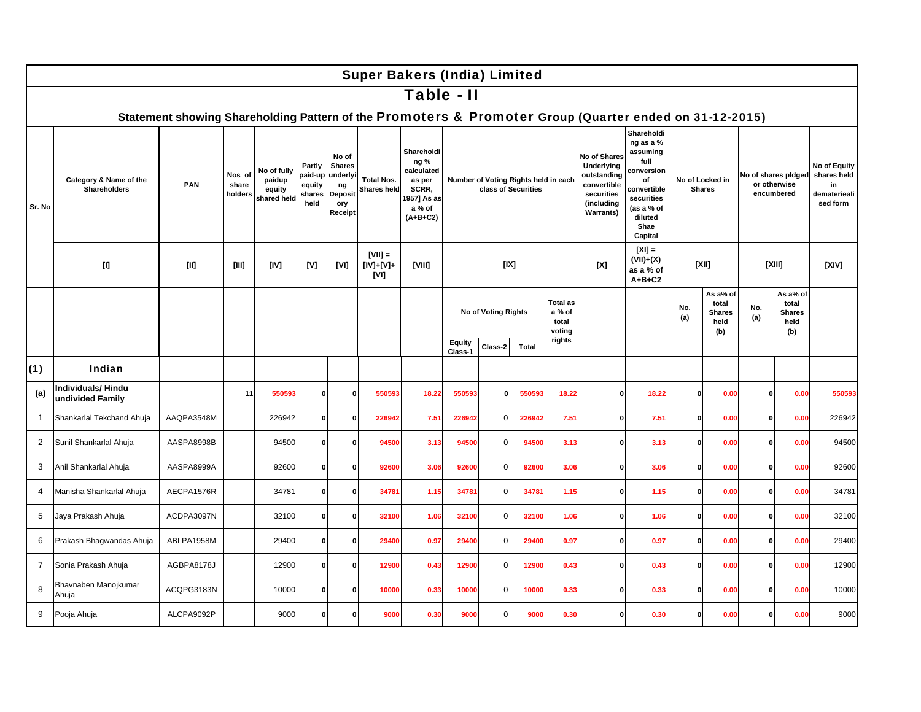# Super Bakers (India) Limited

## Table - II

### Statement showing Shareholding Pattern of the Promoters & Promoter Group (Quarter ended on 31-12-2015)

| Sr. No | Category & Name of the Shareholders | PAN | Nos of share holders | No of fully paidup equity shared held | Partly paid-up equity shares held | No of Shares underlying Depository Receipt | Total Nos. Shares held | Shareholding % calculated as per SCRR, 1957] As as a % of (A+B+C2) | Number of Voting Rights held in each class of Securities | | | | No of Shares Underlying outstanding convertible securities (including Warrants) | Shareholding as a % assuming full conversion of convertible securities (as a % of diluted Shae Capital | No of Locked in Shares | | No of shares pldged or otherwise encumbered | | No of Equity shares held in dematerieali sed form |
|---|---|---|---|---|---|---|---|---|---|---|---|---|---|---|---|---|---|---|---|
| | [I] | [II] | [III] | [IV] | [V] | [VI] | [VII] = [IV]+[V]+ [VI] | [VIII] | [IX] | | | | [X] | [XI] = (VII)+(X) as a % of A+B+C2 | [XII] | | [XIII] | | [XIV] |
| | | | | | | | | | No of Voting Rights | | | Total as a % of total voting rights | | | No. (a) | As a% of total Shares held (b) | No. (a) | As a% of total Shares held (b) | |
| | | | | | | | | | Equity Class-1 | Class-2 | Total | | | | | | | | |
| (1) | **Indian** | | | | | | | | | | | | | | | | | | |
| (a) | **Individuals/ Hindu undivided Family** | | 11 | 550593 | 0 | 0 | 550593 | 18.22 | 550593 | 0 | 550593 | 18.22 | 0 | 18.22 | 0 | 0.00 | 0 | 0.00 | 550593 |
| 1 | Shankarlal Tekchand Ahuja | AAQPA3548M | | 226942 | 0 | 0 | 226942 | 7.51 | 226942 | 0 | 226942 | 7.51 | 0 | 7.51 | 0 | 0.00 | 0 | 0.00 | 226942 |
| 2 | Sunil Shankarlal Ahuja | AASPA8998B | | 94500 | 0 | 0 | 94500 | 3.13 | 94500 | 0 | 94500 | 3.13 | 0 | 3.13 | 0 | 0.00 | 0 | 0.00 | 94500 |
| 3 | Anil Shankarlal Ahuja | AASPA8999A | | 92600 | 0 | 0 | 92600 | 3.06 | 92600 | 0 | 92600 | 3.06 | 0 | 3.06 | 0 | 0.00 | 0 | 0.00 | 92600 |
| 4 | Manisha Shankarlal Ahuja | AECPA1576R | | 34781 | 0 | 0 | 34781 | 1.15 | 34781 | 0 | 34781 | 1.15 | 0 | 1.15 | 0 | 0.00 | 0 | 0.00 | 34781 |
| 5 | Jaya Prakash Ahuja | ACDPA3097N | | 32100 | 0 | 0 | 32100 | 1.06 | 32100 | 0 | 32100 | 1.06 | 0 | 1.06 | 0 | 0.00 | 0 | 0.00 | 32100 |
| 6 | Prakash Bhagwandas Ahuja | ABLPA1958M | | 29400 | 0 | 0 | 29400 | 0.97 | 29400 | 0 | 29400 | 0.97 | 0 | 0.97 | 0 | 0.00 | 0 | 0.00 | 29400 |
| 7 | Sonia Prakash Ahuja | AGBPA8178J | | 12900 | 0 | 0 | 12900 | 0.43 | 12900 | 0 | 12900 | 0.43 | 0 | 0.43 | 0 | 0.00 | 0 | 0.00 | 12900 |
| 8 | Bhavnaben Manojkumar Ahuja | ACQPG3183N | | 10000 | 0 | 0 | 10000 | 0.33 | 10000 | 0 | 10000 | 0.33 | 0 | 0.33 | 0 | 0.00 | 0 | 0.00 | 10000 |
| 9 | Pooja Ahuja | ALCPA9092P | | 9000 | 0 | 0 | 9000 | 0.30 | 9000 | 0 | 9000 | 0.30 | 0 | 0.30 | 0 | 0.00 | 0 | 0.00 | 9000 |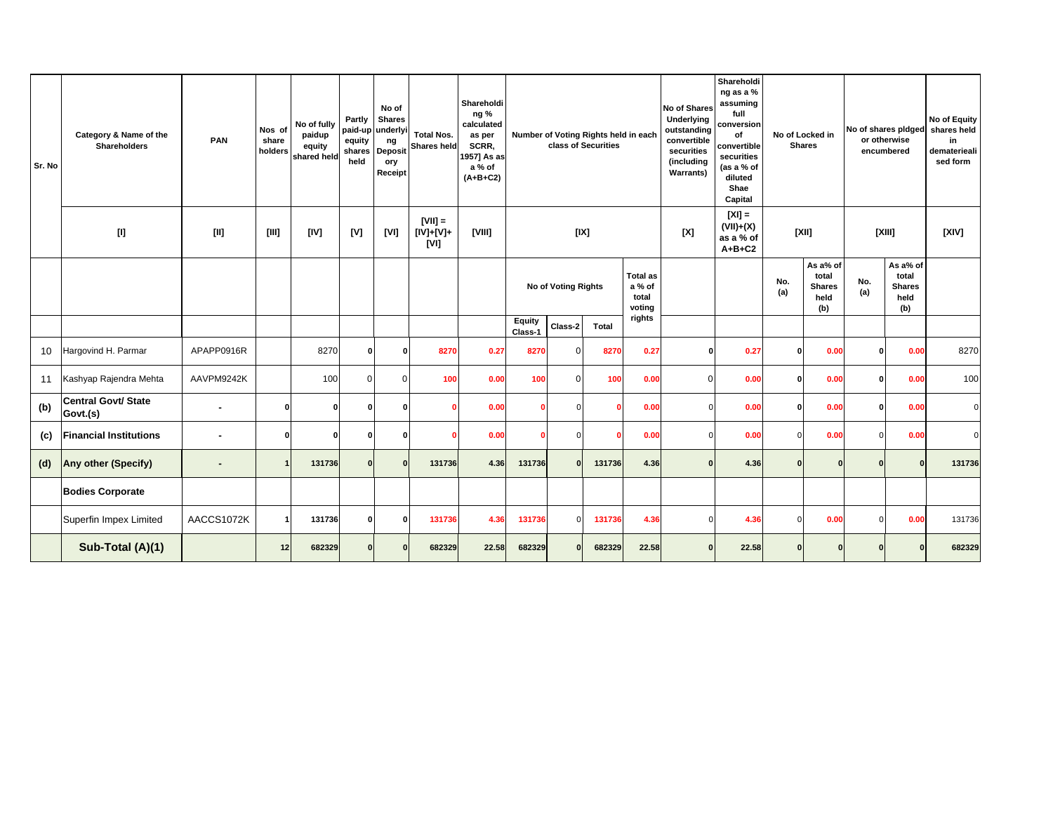| Sr. No | Category & Name of the Shareholders | PAN | Nos of share holders | No of fully paidup equity shared held | Partly paid-up equity shares held | No of Shares underlying Depository Receipt | Total Nos. Shares held | Shareholding % calculated as per SCRR, 1957] As as a % of (A+B+C2) | Number of Voting Rights held in each class of Securities | | | | No of Shares Underlying outstanding convertible securities (including Warrants) | Shareholding as a % assuming full conversion of convertible securities (as a % of diluted Shae Capital | No of Locked in Shares | | No of shares pldged or otherwise encumbered | | No of Equity shares held in dematerieali sed form |
|---|---|---|---|---|---|---|---|---|---|---|---|---|---|---|---|---|---|---|---|
| | [I] | [II] | [III] | [IV] | [V] | [VI] | [VII] = [IV]+[V]+ [VI] | [VIII] | [IX] | | | | [X] | [XI] = (VII)+(X) as a % of A+B+C2 | [XII] | | [XIII] | | [XIV] |
| | | | | | | | | | No of Voting Rights | | | Total as a % of total voting rights | | | No. (a) | As a% of total Shares held (b) | No. (a) | As a% of total Shares held (b) | |
| | | | | | | | | | Equity Class-1 | Class-2 | Total | | | | | | | | |
| 10 | Hargovind H. Parmar | APAPP0916R | | 8270 | 0 | 0 | 8270 | 0.27 | 8270 | 0 | 8270 | 0.27 | 0 | 0.27 | 0 | 0.00 | 0 | 0.00 | 8270 |
| 11 | Kashyap Rajendra Mehta | AAVPM9242K | | 100 | 0 | 0 | 100 | 0.00 | 100 | 0 | 100 | 0.00 | 0 | 0.00 | 0 | 0.00 | 0 | 0.00 | 100 |
| (b) | **Central Govt/ State Govt.(s)** | - | 0 | 0 | 0 | 0 | 0 | 0.00 | 0 | 0 | 0 | 0.00 | 0 | 0.00 | 0 | 0.00 | 0 | 0.00 | 0 |
| (c) | **Financial Institutions** | - | 0 | 0 | 0 | 0 | 0 | 0.00 | 0 | 0 | 0 | 0.00 | 0 | 0.00 | 0 | 0.00 | 0 | 0.00 | 0 |
| (d) | **Any other (Specify)** | - | 1 | 131736 | 0 | 0 | 131736 | 4.36 | 131736 | 0 | 131736 | 4.36 | 0 | 4.36 | 0 | 0 | 0 | 0 | 131736 |
| | **Bodies Corporate** | | | | | | | | | | | | | | | | | | |
| | Superfin Impex Limited | AACCS1072K | 1 | 131736 | 0 | 0 | 131736 | 4.36 | 131736 | 0 | 131736 | 4.36 | 0 | 4.36 | 0 | 0.00 | 0 | 0.00 | 131736 |
| | **Sub-Total (A)(1)** | | 12 | 682329 | 0 | 0 | 682329 | 22.58 | 682329 | 0 | 682329 | 22.58 | 0 | 22.58 | 0 | 0 | 0 | 0 | 682329 |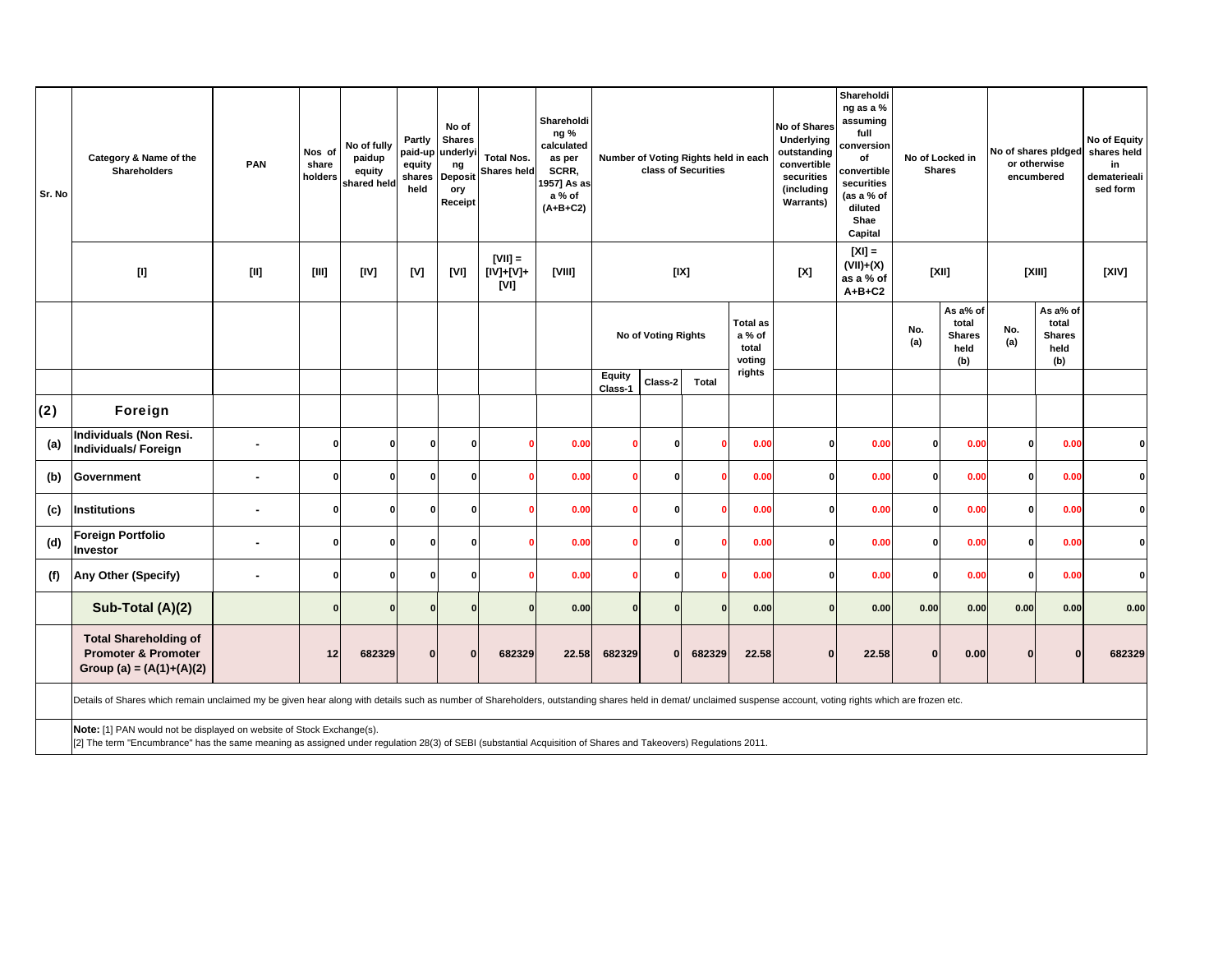| Sr. No | Category & Name of the Shareholders | PAN | Nos of share holders | No of fully paidup equity shared held | Partly paid-up equity shares held | No of Shares underlying Depository Receipt | Total Nos. Shares held | Shareholding % calculated as per SCRR, 1957] As as a % of (A+B+C2) | Number of Voting Rights held in each class of Securities | | | | No of Shares Underlying outstanding convertible securities (including Warrants) | Shareholding as a % assuming full conversion of convertible securities (as a % of diluted Shae Capital | No of Locked in Shares | | No of shares pldged or otherwise encumbered | | No of Equity shares held in dematerialised form |
|---|---|---|---|---|---|---|---|---|---|---|---|---|---|---|---|---|---|---|---|
| | [I] | [II] | [III] | [IV] | [V] | [VI] | [VII] = [IV]+[V]+[VI] | [VIII] | [IX] | | | | [X] | [XI] = (VII)+(X) as a % of A+B+C2 | [XII] | | [XIII] | | [XIV] |
| | | | | | | | | | No of Voting Rights | | | Total as a % of total voting rights | | | No. (a) | As a% of total Shares held (b) | No. (a) | As a% of total Shares held (b) | |
| | | | | | | | | | Equity Class-1 | Class-2 | Total | | | | | | | | |
| **(2)** | **Foreign** | | | | | | | | | | | | | | | | | | |
| (a) | Individuals (Non Resi. Individuals/ Foreign | - | 0 | 0 | 0 | 0 | 0 | 0.00 | 0 | 0 | 0 | 0.00 | 0 | 0.00 | 0 | 0.00 | 0 | 0.00 | 0 |
| (b) | Government | - | 0 | 0 | 0 | 0 | 0 | 0.00 | 0 | 0 | 0 | 0.00 | 0 | 0.00 | 0 | 0.00 | 0 | 0.00 | 0 |
| (c) | Institutions | - | 0 | 0 | 0 | 0 | 0 | 0.00 | 0 | 0 | 0 | 0.00 | 0 | 0.00 | 0 | 0.00 | 0 | 0.00 | 0 |
| (d) | Foreign Portfolio Investor | - | 0 | 0 | 0 | 0 | 0 | 0.00 | 0 | 0 | 0 | 0.00 | 0 | 0.00 | 0 | 0.00 | 0 | 0.00 | 0 |
| (f) | Any Other (Specify) | - | 0 | 0 | 0 | 0 | 0 | 0.00 | 0 | 0 | 0 | 0.00 | 0 | 0.00 | 0 | 0.00 | 0 | 0.00 | 0 |
| | **Sub-Total (A)(2)** | | 0 | 0 | 0 | 0 | 0 | 0.00 | 0 | 0 | 0 | 0.00 | 0 | 0.00 | 0.00 | 0.00 | 0.00 | 0.00 | 0.00 |
| | **Total Shareholding of Promoter & Promoter Group (a) = (A(1)+(A)(2)** | | 12 | 682329 | 0 | 0 | 682329 | 22.58 | 682329 | 0 | 682329 | 22.58 | 0 | 22.58 | 0 | 0.00 | 0 | 0 | 682329 |

Details of Shares which remain unclaimed my be given hear along with details such as number of Shareholders, outstanding shares held in demat/ unclaimed suspense account, voting rights which are frozen etc.

**Note:** [1] PAN would not be displayed on website of Stock Exchange(s).
[2] The term "Encumbrance" has the same meaning as assigned under regulation 28(3) of SEBI (substantial Acquisition of Shares and Takeovers) Regulations 2011.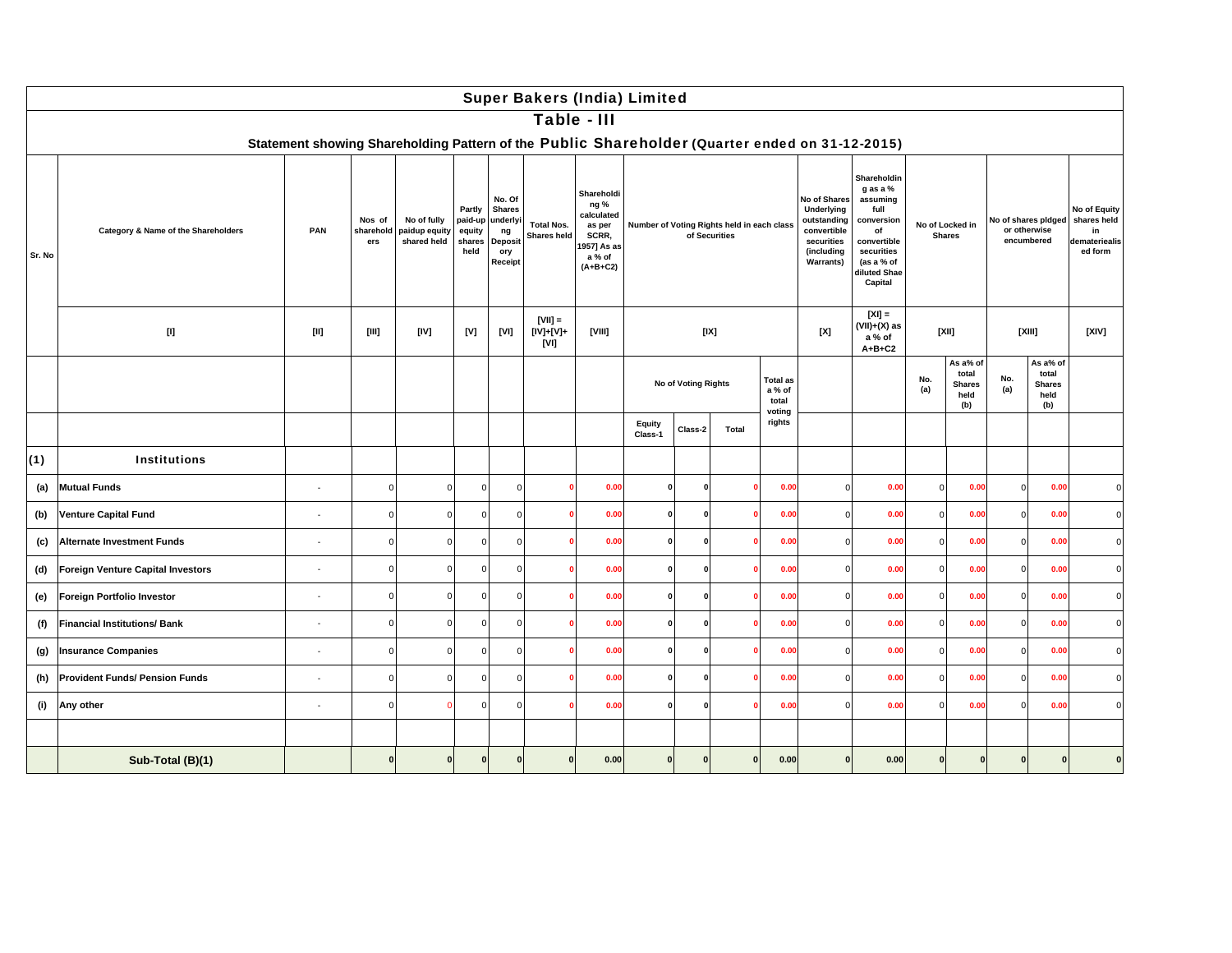# Super Bakers (India) Limited

## Table - III

### Statement showing Shareholding Pattern of the Public Shareholder (Quarter ended on 31-12-2015)

| Sr. No | Category & Name of the Shareholders | PAN | Nos of shareholders | No of fully paidup equity shared held | Partly paid-up equity shares held | No. Of Shares underlying Depository Receipt | Total Nos. Shares held | Shareholding % calculated as per SCRR, 1957] As as a % of (A+B+C2) | Number of Voting Rights held in each class of Securities | | | | No of Shares Underlying outstanding convertible securities (including Warrants) | Shareholding as a % assuming full conversion of convertible securities (as a % of diluted Shae Capital | No of Locked in Shares | | No of shares pldged or otherwise encumbered | | No of Equity shares held in dematerielised form |
|---|---|---|---|---|---|---|---|---|---|---|---|---|---|---|---|---|---|---|---|
| | [I] | [II] | [III] | [IV] | [V] | [VI] | [VII] = [IV]+[V]+[VI] | [VIII] | [IX] | | | | [X] | [XI] = (VII)+(X) as a % of A+B+C2 | [XII] | | [XIII] | | [XIV] |
| | | | | | | | | | No of Voting Rights | | | Total as a % of total voting rights | | | No. (a) | As a% of total Shares held (b) | No. (a) | As a% of total Shares held (b) | |
| | | | | | | | | | Equity Class-1 | Class-2 | Total | | | | | | | | |
| (1) | Institutions | | | | | | | | | | | | | | | | | | |
| (a) | Mutual Funds | - | 0 | 0 | 0 | 0 | 0 | 0.00 | 0 | 0 | 0 | 0.00 | 0 | 0.00 | 0 | 0.00 | 0 | 0.00 | 0 |
| (b) | Venture Capital Fund | - | 0 | 0 | 0 | 0 | 0 | 0.00 | 0 | 0 | 0 | 0.00 | 0 | 0.00 | 0 | 0.00 | 0 | 0.00 | 0 |
| (c) | Alternate Investment Funds | - | 0 | 0 | 0 | 0 | 0 | 0.00 | 0 | 0 | 0 | 0.00 | 0 | 0.00 | 0 | 0.00 | 0 | 0.00 | 0 |
| (d) | Foreign Venture Capital Investors | - | 0 | 0 | 0 | 0 | 0 | 0.00 | 0 | 0 | 0 | 0.00 | 0 | 0.00 | 0 | 0.00 | 0 | 0.00 | 0 |
| (e) | Foreign Portfolio Investor | - | 0 | 0 | 0 | 0 | 0 | 0.00 | 0 | 0 | 0 | 0.00 | 0 | 0.00 | 0 | 0.00 | 0 | 0.00 | 0 |
| (f) | Financial Institutions/ Bank | - | 0 | 0 | 0 | 0 | 0 | 0.00 | 0 | 0 | 0 | 0.00 | 0 | 0.00 | 0 | 0.00 | 0 | 0.00 | 0 |
| (g) | Insurance Companies | - | 0 | 0 | 0 | 0 | 0 | 0.00 | 0 | 0 | 0 | 0.00 | 0 | 0.00 | 0 | 0.00 | 0 | 0.00 | 0 |
| (h) | Provident Funds/ Pension Funds | - | 0 | 0 | 0 | 0 | 0 | 0.00 | 0 | 0 | 0 | 0.00 | 0 | 0.00 | 0 | 0.00 | 0 | 0.00 | 0 |
| (i) | Any other | - | 0 | 0 | 0 | 0 | 0 | 0.00 | 0 | 0 | 0 | 0.00 | 0 | 0.00 | 0 | 0.00 | 0 | 0.00 | 0 |
| | | | | | | | | | | | | | | | | | | | |
| | Sub-Total (B)(1) | | 0 | 0 | 0 | 0 | 0 | 0.00 | 0 | 0 | 0 | 0.00 | 0 | 0.00 | 0 | 0 | 0 | 0 | 0 |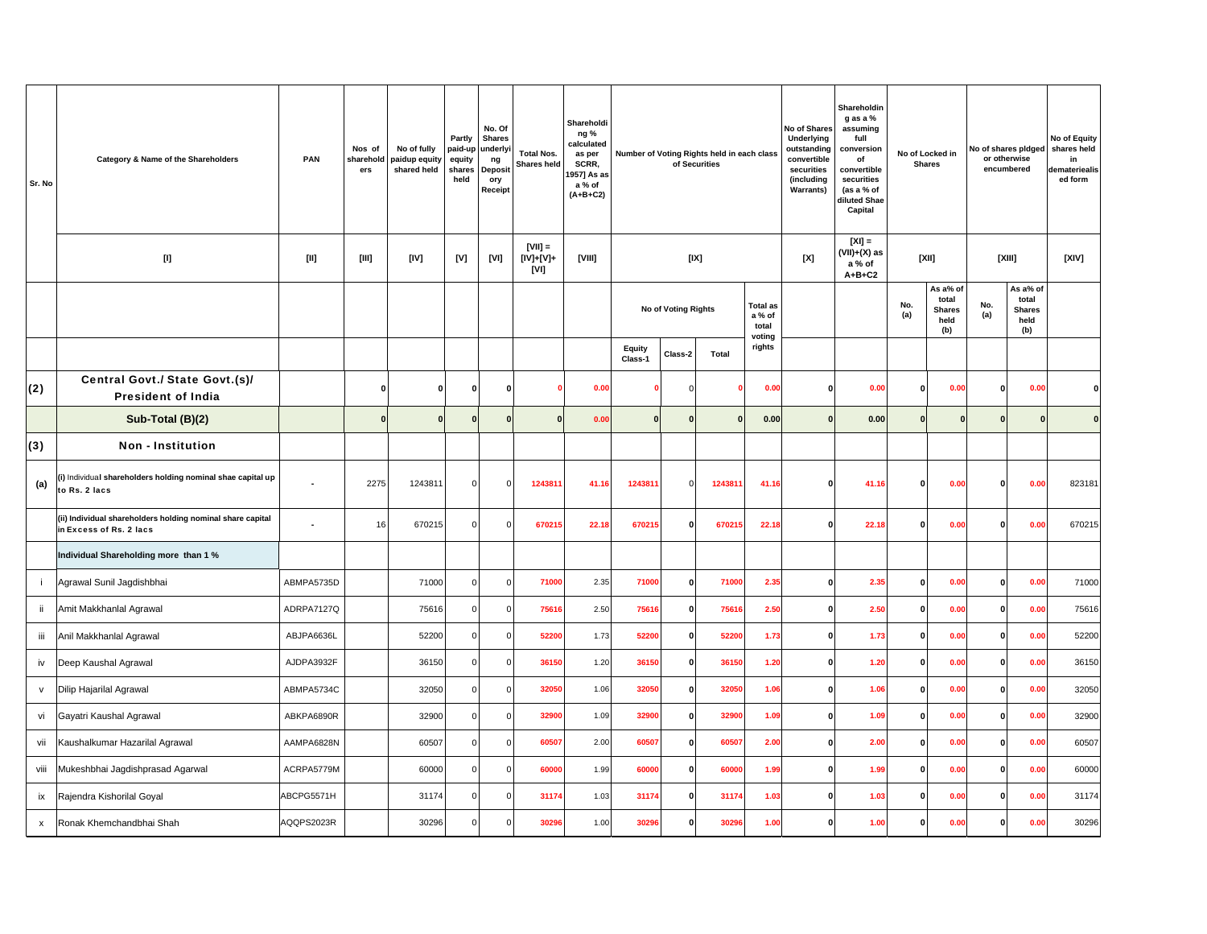| Sr. No | Category & Name of the Shareholders | PAN | Nos of shareholders | No of fully paidup equity shared held | Partly paid-up equity shares held | No. Of Shares underlying Depository Receipt | Total Nos. Shares held | Shareholding % calculated as per SCRR, 1957] As as a % of (A+B+C2) | Number of Voting Rights held in each class of Securities | | | | No of Shares Underlying outstanding convertible securities (including Warrants) | Shareholding as a % assuming full conversion of convertible securities (as a % of diluted Shae Capital | No of Locked in Shares | | No of shares pldged or otherwise encumbered | | No of Equity shares held in dematerialised form |
|---|---|---|---|---|---|---|---|---|---|---|---|---|---|---|---|---|---|---|---|
| | [I] | [II] | [III] | [IV] | [V] | [VI] | [VII] = [IV]+[V]+[VI] | [VIII] | [IX] | | | | [X] | [XI] = (VII)+(X) as a % of A+B+C2 | [XII] | | [XIII] | | [XIV] |
| | | | | | | | | | No of Voting Rights | | | Total as a % of total voting rights | | | No. (a) | As a% of total Shares held (b) | No. (a) | As a% of total Shares held (b) | |
| | | | | | | | | | Equity Class-1 | Class-2 | Total | | | | | | | | |
| (2) | **Central Govt./ State Govt.(s)/ President of India** | | 0 | 0 | 0 | 0 | 0 | 0.00 | 0 | 0 | 0 | 0.00 | 0 | 0.00 | 0 | 0.00 | 0 | 0.00 | 0 |
| | **Sub-Total (B)(2)** | | 0 | 0 | 0 | 0 | 0 | 0.00 | 0 | 0 | 0 | 0.00 | 0 | 0.00 | 0 | 0 | 0 | 0 | 0 |
| (3) | **Non - Institution** | | | | | | | | | | | | | | | | | | |
| (a) | (i) Individual shareholders holding nominal shae capital up to Rs. 2 lacs | - | 2275 | 1243811 | 0 | 0 | 1243811 | 41.16 | 1243811 | 0 | 1243811 | 41.16 | 0 | 41.16 | 0 | 0.00 | 0 | 0.00 | 823181 |
| | (ii) Individual shareholders holding nominal share capital in Excess of Rs. 2 lacs | - | 16 | 670215 | 0 | 0 | 670215 | 22.18 | 670215 | 0 | 670215 | 22.18 | 0 | 22.18 | 0 | 0.00 | 0 | 0.00 | 670215 |
| | **Individual Shareholding more than 1 %** | | | | | | | | | | | | | | | | | | |
| i | Agrawal Sunil Jagdishbhai | ABMPA5735D | | 71000 | 0 | 0 | 71000 | 2.35 | 71000 | 0 | 71000 | 2.35 | 0 | 2.35 | 0 | 0.00 | 0 | 0.00 | 71000 |
| ii | Amit Makkhanlal Agrawal | ADRPA7127Q | | 75616 | 0 | 0 | 75616 | 2.50 | 75616 | 0 | 75616 | 2.50 | 0 | 2.50 | 0 | 0.00 | 0 | 0.00 | 75616 |
| iii | Anil Makkhanlal Agrawal | ABJPA6636L | | 52200 | 0 | 0 | 52200 | 1.73 | 52200 | 0 | 52200 | 1.73 | 0 | 1.73 | 0 | 0.00 | 0 | 0.00 | 52200 |
| iv | Deep Kaushal Agrawal | AJDPA3932F | | 36150 | 0 | 0 | 36150 | 1.20 | 36150 | 0 | 36150 | 1.20 | 0 | 1.20 | 0 | 0.00 | 0 | 0.00 | 36150 |
| v | Dilip Hajarilal Agrawal | ABMPA5734C | | 32050 | 0 | 0 | 32050 | 1.06 | 32050 | 0 | 32050 | 1.06 | 0 | 1.06 | 0 | 0.00 | 0 | 0.00 | 32050 |
| vi | Gayatri Kaushal Agrawal | ABKPA6890R | | 32900 | 0 | 0 | 32900 | 1.09 | 32900 | 0 | 32900 | 1.09 | 0 | 1.09 | 0 | 0.00 | 0 | 0.00 | 32900 |
| vii | Kaushalkumar Hazarilal Agrawal | AAMPA6828N | | 60507 | 0 | 0 | 60507 | 2.00 | 60507 | 0 | 60507 | 2.00 | 0 | 2.00 | 0 | 0.00 | 0 | 0.00 | 60507 |
| viii | Mukeshbhai Jagdishprasad Agarwal | ACRPA5779M | | 60000 | 0 | 0 | 60000 | 1.99 | 60000 | 0 | 60000 | 1.99 | 0 | 1.99 | 0 | 0.00 | 0 | 0.00 | 60000 |
| ix | Rajendra Kishorilal Goyal | ABCPG5571H | | 31174 | 0 | 0 | 31174 | 1.03 | 31174 | 0 | 31174 | 1.03 | 0 | 1.03 | 0 | 0.00 | 0 | 0.00 | 31174 |
| x | Ronak Khemchandbhai Shah | AQQPS2023R | | 30296 | 0 | 0 | 30296 | 1.00 | 30296 | 0 | 30296 | 1.00 | 0 | 1.00 | 0 | 0.00 | 0 | 0.00 | 30296 |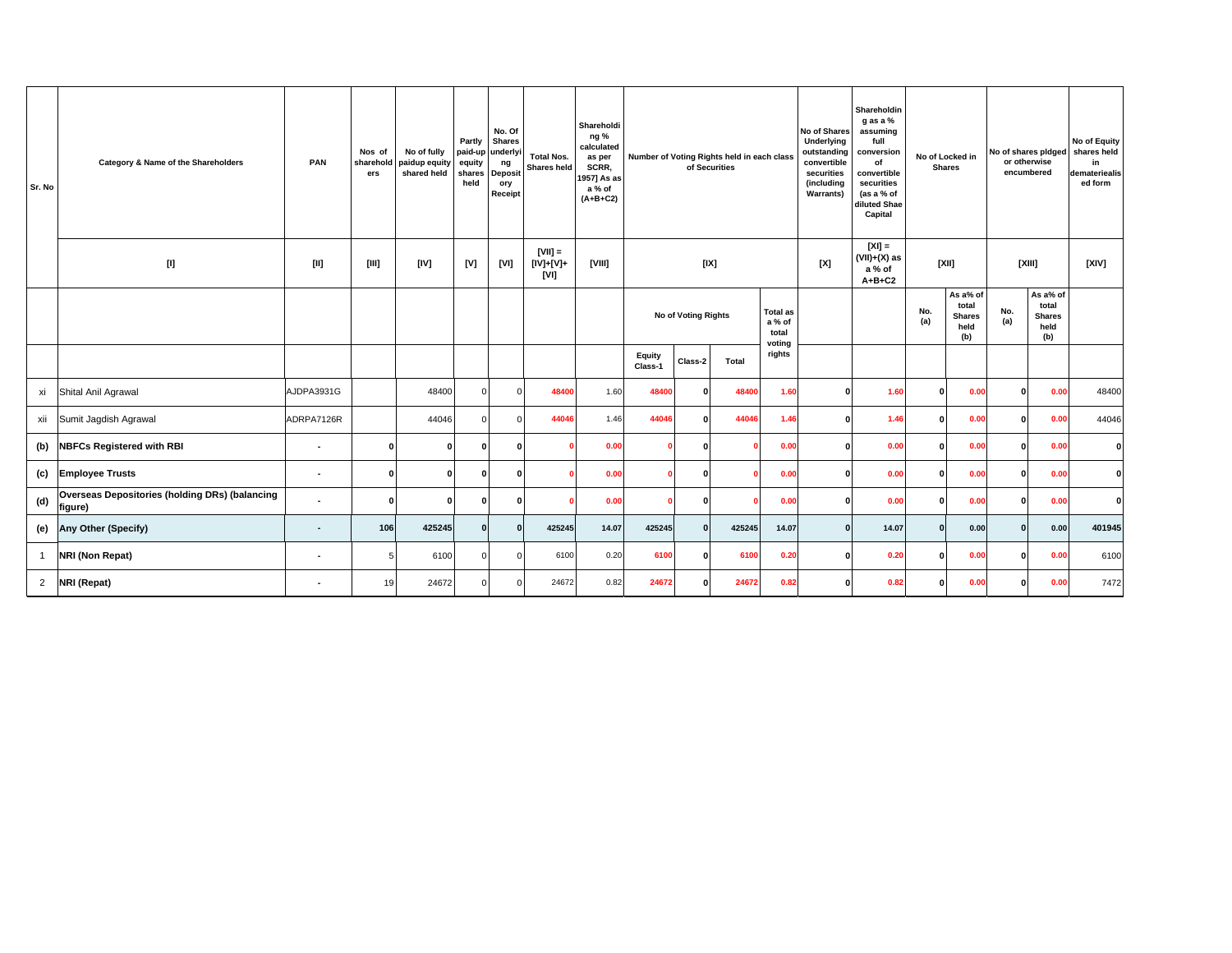| Sr. No | Category & Name of the Shareholders | PAN | Nos of shareholders | No of fully paidup equity shared held | Partly paid-up equity shares held | No. Of Shares underlying Depository Receipt | Total Nos. Shares held | Shareholding % calculated as per SCRR, 1957] As as a % of (A+B+C2) | Number of Voting Rights held in each class of Securities | | | | No of Shares Underlying outstanding convertible securities (including Warrants) | Shareholding as a % assuming full conversion of convertible securities (as a % of diluted Shae Capital | No of Locked in Shares | | No of shares pldged or otherwise encumbered | | No of Equity shares held in dematerialised form |
|---|---|---|---|---|---|---|---|---|---|---|---|---|---|---|---|---|---|---|---|
| | [I] | [II] | [III] | [IV] | [V] | [VI] | [VII] = [IV]+[V]+ [VI] | [VIII] | [IX] | | | | [X] | [XI] = (VII)+(X) as a % of A+B+C2 | [XII] | | [XIII] | | [XIV] |
| | | | | | | | | | No of Voting Rights | | | Total as a % of total voting rights | | | No. (a) | As a% of total Shares held (b) | No. (a) | As a% of total Shares held (b) | |
| | | | | | | | | | Equity Class-1 | Class-2 | Total | | | | | | | | |
| xi | Shital Anil Agrawal | AJDPA3931G | | 48400 | 0 | 0 | 48400 | 1.60 | 48400 | 0 | 48400 | 1.60 | 0 | 1.60 | 0 | 0.00 | 0 | 0.00 | 48400 |
| xii | Sumit Jagdish Agrawal | ADRPA7126R | | 44046 | 0 | 0 | 44046 | 1.46 | 44046 | 0 | 44046 | 1.46 | 0 | 1.46 | 0 | 0.00 | 0 | 0.00 | 44046 |
| **(b)** | **NBFCs Registered with RBI** | - | 0 | 0 | 0 | 0 | 0 | 0.00 | 0 | 0 | 0 | 0.00 | 0 | 0.00 | 0 | 0.00 | 0 | 0.00 | 0 |
| **(c)** | **Employee Trusts** | - | 0 | 0 | 0 | 0 | 0 | 0.00 | 0 | 0 | 0 | 0.00 | 0 | 0.00 | 0 | 0.00 | 0 | 0.00 | 0 |
| **(d)** | **Overseas Depositories (holding DRs) (balancing figure)** | - | 0 | 0 | 0 | 0 | 0 | 0.00 | 0 | 0 | 0 | 0.00 | 0 | 0.00 | 0 | 0.00 | 0 | 0.00 | 0 |
| **(e)** | **Any Other (Specify)** | - | 106 | 425245 | 0 | 0 | 425245 | 14.07 | 425245 | 0 | 425245 | 14.07 | 0 | 14.07 | 0 | 0.00 | 0 | 0.00 | 401945 |
| 1 | **NRI (Non Repat)** | - | 5 | 6100 | 0 | 0 | 6100 | 0.20 | 6100 | 0 | 6100 | 0.20 | 0 | 0.20 | 0 | 0.00 | 0 | 0.00 | 6100 |
| 2 | **NRI (Repat)** | - | 19 | 24672 | 0 | 0 | 24672 | 0.82 | 24672 | 0 | 24672 | 0.82 | 0 | 0.82 | 0 | 0.00 | 0 | 0.00 | 7472 |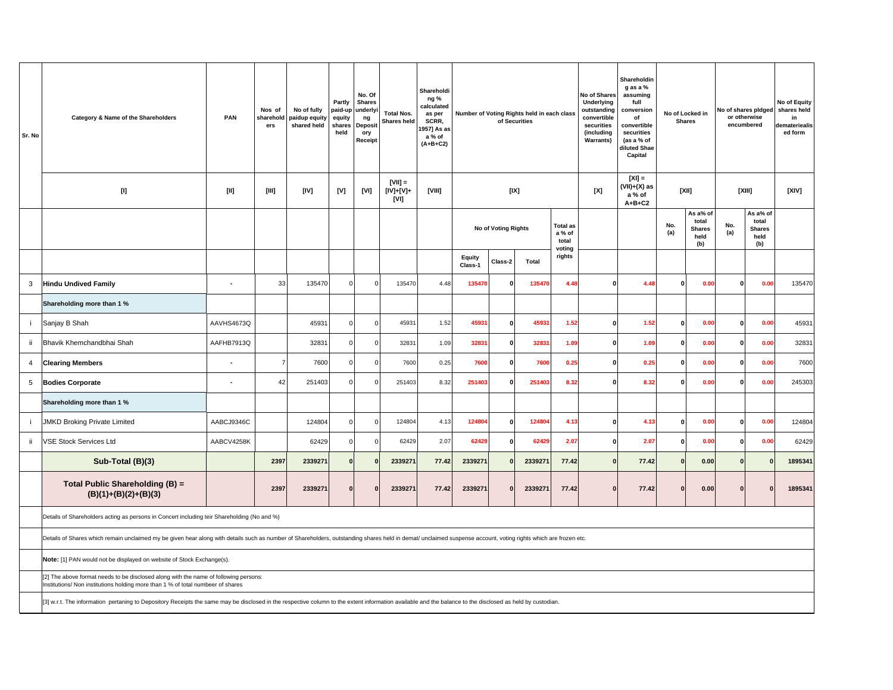| Sr. No | Category & Name of the Shareholders | PAN | Nos of shareholders | No of fully paidup equity shared held | Partly paid-up equity shares held | No. Of Shares underlying Depository Receipt | Total Nos. Shares held | Shareholding % calculated as per SCRR, 1957] As as a % of (A+B+C2) | Number of Voting Rights held in each class of Securities | | | | No of Shares Underlying outstanding convertible securities (including Warrants) | Shareholding as a % assuming full conversion of convertible securities (as a % of diluted Shae Capital | No of Locked in Shares | | No of shares pldged or otherwise encumbered | | No of Equity shares held in dematerialised form |
|---|---|---|---|---|---|---|---|---|---|---|---|---|---|---|---|---|---|---|---|
| | [I] | [II] | [III] | [IV] | [V] | [VI] | [VII] = [IV]+[V]+ [VI] | [VIII] | [IX] | | | | [X] | [XI] = (VII)+(X) as a % of A+B+C2 | [XII] | | [XIII] | | [XIV] |
| | | | | | | | | | No of Voting Rights | | | Total as a % of total voting rights | | | No. (a) | As a% of total Shares held (b) | No. (a) | As a% of total Shares held (b) | |
| | | | | | | | | | Equity Class-1 | Class-2 | Total | | | | | | | | |
| 3 | **Hindu Undived Family** | - | 33 | 135470 | 0 | 0 | 135470 | 4.48 | 135470 | 0 | 135470 | 4.48 | 0 | 4.48 | 0 | 0.00 | 0 | 0.00 | 135470 |
| | **Shareholding more than 1 %** | | | | | | | | | | | | | | | | | | |
| i | Sanjay B Shah | AAVHS4673Q | | 45931 | 0 | 0 | 45931 | 1.52 | 45931 | 0 | 45931 | 1.52 | 0 | 1.52 | 0 | 0.00 | 0 | 0.00 | 45931 |
| ii | Bhavik Khemchandbhai Shah | AAFHB7913Q | | 32831 | 0 | 0 | 32831 | 1.09 | 32831 | 0 | 32831 | 1.09 | 0 | 1.09 | 0 | 0.00 | 0 | 0.00 | 32831 |
| 4 | **Clearing Members** | - | 7 | 7600 | 0 | 0 | 7600 | 0.25 | 7600 | 0 | 7600 | 0.25 | 0 | 0.25 | 0 | 0.00 | 0 | 0.00 | 7600 |
| 5 | **Bodies Corporate** | - | 42 | 251403 | 0 | 0 | 251403 | 8.32 | 251403 | 0 | 251403 | 8.32 | 0 | 8.32 | 0 | 0.00 | 0 | 0.00 | 245303 |
| | **Shareholding more than 1 %** | | | | | | | | | | | | | | | | | | |
| i | JMKD Broking Private Limited | AABCJ9346C | | 124804 | 0 | 0 | 124804 | 4.13 | 124804 | 0 | 124804 | 4.13 | 0 | 4.13 | 0 | 0.00 | 0 | 0.00 | 124804 |
| ii | VSE Stock Services Ltd | AABCV4258K | | 62429 | 0 | 0 | 62429 | 2.07 | 62429 | 0 | 62429 | 2.07 | 0 | 2.07 | 0 | 0.00 | 0 | 0.00 | 62429 |
| | **Sub-Total (B)(3)** | | 2397 | 2339271 | 0 | 0 | 2339271 | 77.42 | 2339271 | 0 | 2339271 | 77.42 | 0 | 77.42 | 0 | 0.00 | 0 | 0 | 1895341 |
| | **Total Public Shareholding (B) = (B)(1)+(B)(2)+(B)(3)** | | 2397 | 2339271 | 0 | 0 | 2339271 | 77.42 | 2339271 | 0 | 2339271 | 77.42 | 0 | 77.42 | 0 | 0.00 | 0 | 0 | 1895341 |

Details of Shareholders acting as persons in Concert including teir Shareholding (No and %)

Details of Shares which remain unclaimed my be given hear along with details such as number of Shareholders, outstanding shares held in demat/ unclaimed suspense account, voting rights which are frozen etc.

**Note:** [1] PAN would not be displayed on website of Stock Exchange(s).

[2] The above format needs to be disclosed along with the name of following persons:
Institutions/ Non institutions holding more than 1 % of total numbeer of shares

[3] w.r.t. The information pertaning to Depository Receipts the same may be disclosed in the respective column to the extent information available and the balance to the disclosed as held by custodian.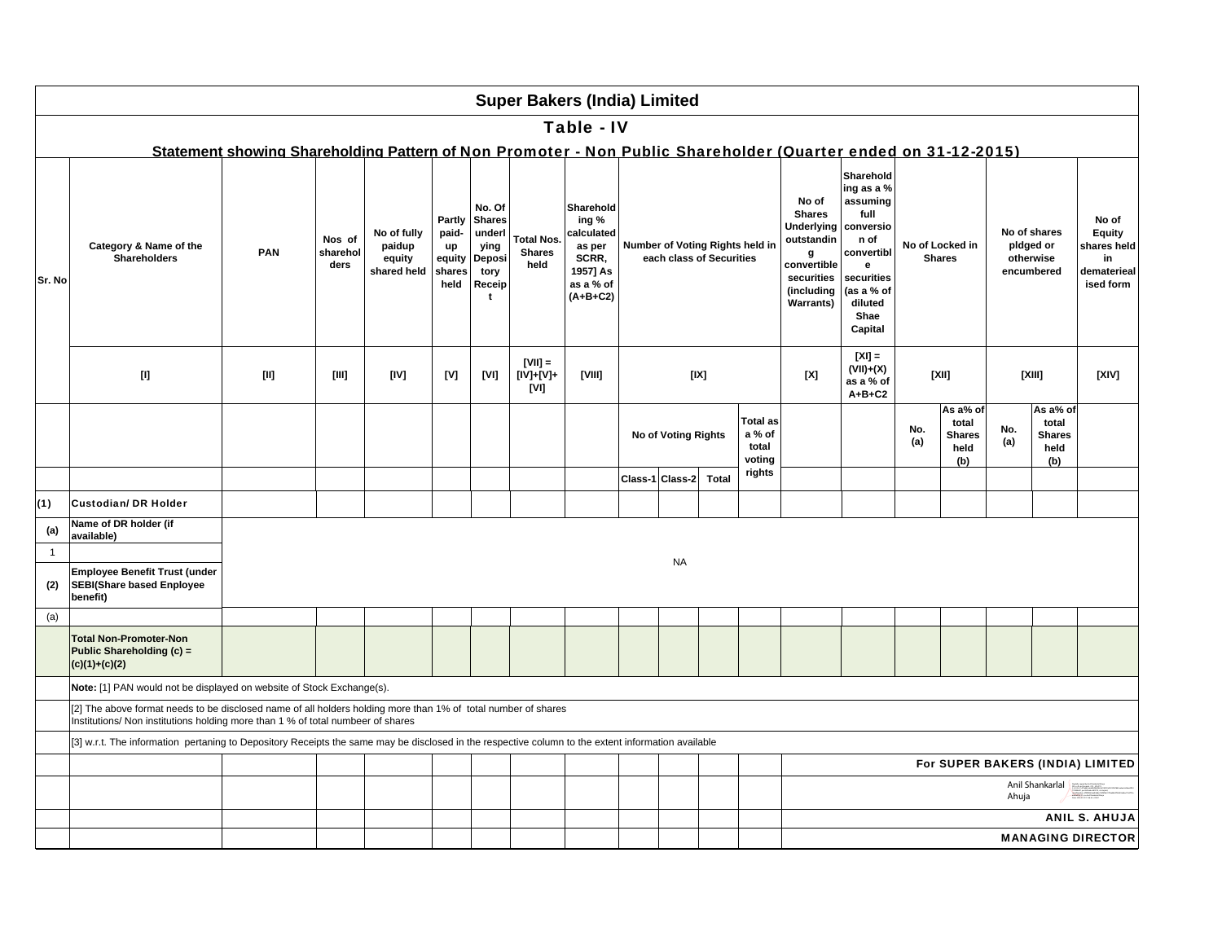# Super Bakers (India) Limited

## Table - IV

### Statement showing Shareholding Pattern of Non Promoter - Non Public Shareholder (Quarter ended on 31-12-2015)

| Sr. No | Category & Name of the Shareholders | PAN | Nos of shareholders | No of fully paidup equity shared held | Partly paid-up equity shares held | No. Of Shares underlying Depository Receipt | Total Nos. Shares held | Shareholding % calculated as per SCRR, 1957] As as a % of (A+B+C2) | Number of Voting Rights held in each class of Securities | | | | No of Shares Underlying outstanding convertible securities (including Warrants) | Shareholding as a % assuming full conversion of convertible securities (as a % of diluted Shae Capital | No of Locked in Shares | | No of shares pldged or otherwise encumbered | | No of Equity shares held in dematerieal ised form |
|---|---|---|---|---|---|---|---|---|---|---|---|---|---|---|---|---|---|---|---|
| | [I] | [II] | [III] | [IV] | [V] | [VI] | [VII] = [IV]+[V]+ [VI] | [VIII] | [IX] | | | | [X] | [XI] = (VII)+(X) as a % of A+B+C2 | [XII] | | [XIII] | | [XIV] |
| | | | | | | | | | No of Voting Rights | | | Total as a % of total voting rights | | | No. (a) | As a% of total Shares held (b) | No. (a) | As a% of total Shares held (b) | |
| | | | | | | | | | Class-1 | Class-2 | Total | | | | | | | | |
| (1) | Custodian/ DR Holder | | | | | | | | | | | | | | | | | | |
| (a) | Name of DR holder (if available) | NA | | | | | | | | | | | | | | | | | |
| 1 | | | | | | | | | | | | | | | | | | | |
| (2) | Employee Benefit Trust (under SEBI(Share based Enployee benefit) | | | | | | | | | | | | | | | | | | |
| (a) | | | | | | | | | | | | | | | | | | | |
| | Total Non-Promoter-Non Public Shareholding (c) = (c)(1)+(c)(2) | | | | | | | | | | | | | | | | | | |

**Note:** [1] PAN would not be displayed on website of Stock Exchange(s).

[2] The above format needs to be disclosed name of all holders holding more than 1% of total number of shares
Institutions/ Non institutions holding more than 1 % of total numbeer of shares

[3] w.r.t. The information pertaning to Depository Receipts the same may be disclosed in the respective column to the extent information available

**For SUPER BAKERS (INDIA) LIMITED**

Anil Shankarlal Ahuja

**ANIL S. AHUJA**

**MANAGING DIRECTOR**